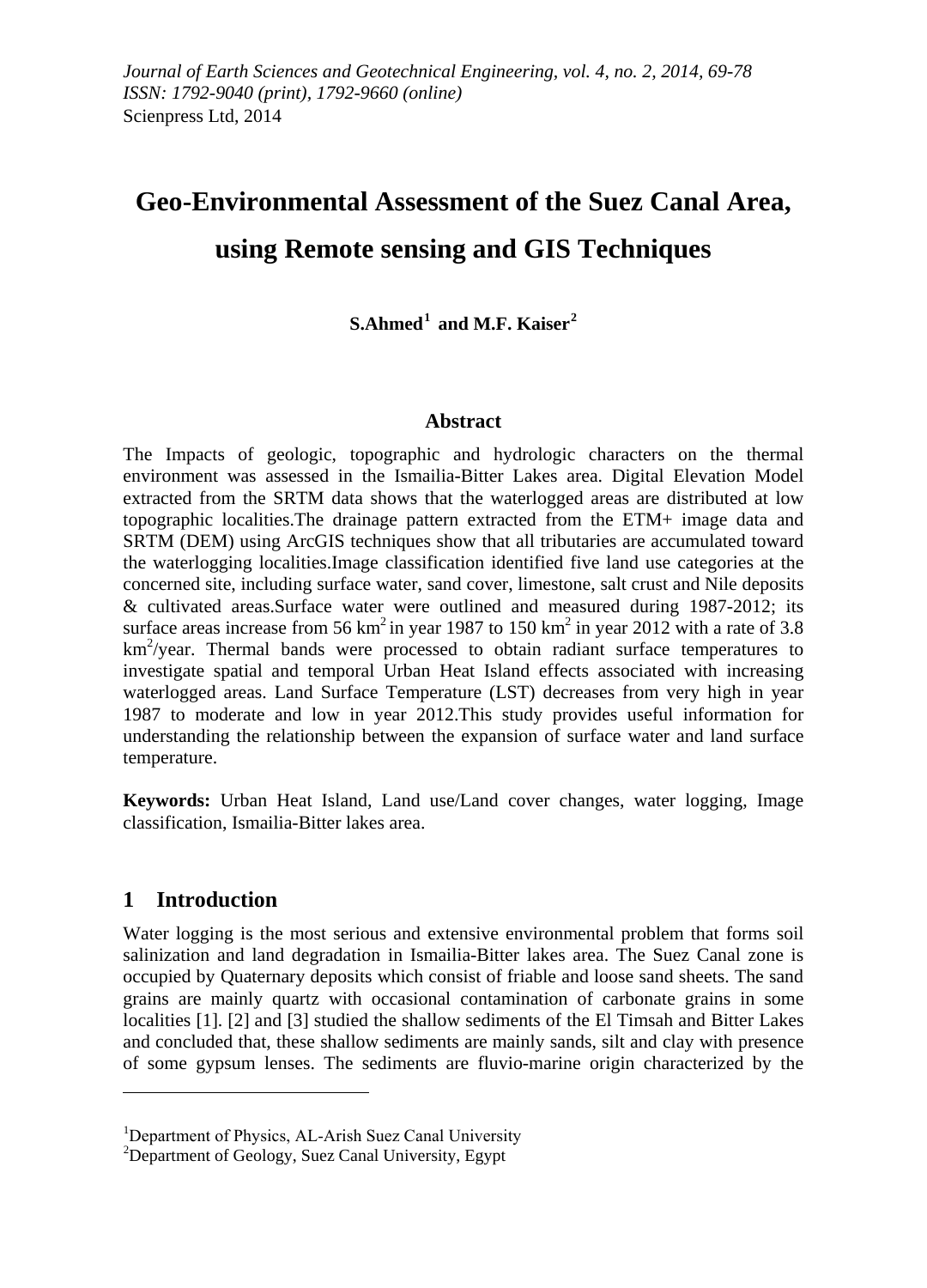*Journal of Earth Sciences and Geotechnical Engineering, vol. 4, no. 2, 2014, 69-78*
*ISSN: 1792-9040 (print), 1792-9660 (online)*
Scienpress Ltd, 2014

# Geo-Environmental Assessment of the Suez Canal Area, using Remote sensing and GIS Techniques

**S.Ahmed[1] and M.F. Kaiser[2]**

## Abstract

The Impacts of geologic, topographic and hydrologic characters on the thermal environment was assessed in the Ismailia-Bitter Lakes area. Digital Elevation Model extracted from the SRTM data shows that the waterlogged areas are distributed at low topographic localities.The drainage pattern extracted from the ETM+ image data and SRTM (DEM) using ArcGIS techniques show that all tributaries are accumulated toward the waterlogging localities.Image classification identified five land use categories at the concerned site, including surface water, sand cover, limestone, salt crust and Nile deposits & cultivated areas.Surface water were outlined and measured during 1987-2012; its surface areas increase from 56 $km^2$ in year 1987 to 150 $km^2$ in year 2012 with a rate of 3.8 $km^2$/year. Thermal bands were processed to obtain radiant surface temperatures to investigate spatial and temporal Urban Heat Island effects associated with increasing waterlogged areas. Land Surface Temperature (LST) decreases from very high in year 1987 to moderate and low in year 2012.This study provides useful information for understanding the relationship between the expansion of surface water and land surface temperature.

**Keywords:** Urban Heat Island, Land use/Land cover changes, water logging, Image classification, Ismailia-Bitter lakes area.

## 1 Introduction

Water logging is the most serious and extensive environmental problem that forms soil salinization and land degradation in Ismailia-Bitter lakes area. The Suez Canal zone is occupied by Quaternary deposits which consist of friable and loose sand sheets. The sand grains are mainly quartz with occasional contamination of carbonate grains in some localities [1]. [2] and [3] studied the shallow sediments of the El Timsah and Bitter Lakes and concluded that, these shallow sediments are mainly sands, silt and clay with presence of some gypsum lenses. The sediments are fluvio-marine origin characterized by the

---

[1]Department of Physics, AL-Arish Suez Canal University
[2]Department of Geology, Suez Canal University, Egypt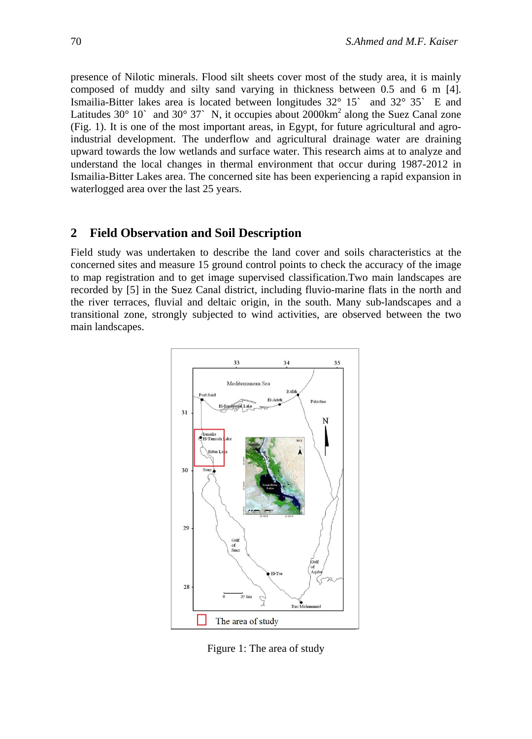presence of Nilotic minerals. Flood silt sheets cover most of the study area, it is mainly composed of muddy and silty sand varying in thickness between 0.5 and 6 m [4]. Ismailia-Bitter lakes area is located between longitudes 32° 15` and 32° 35` E and Latitudes 30° 10` and 30° 37` N, it occupies about 2000km$^2$ along the Suez Canal zone (Fig. 1). It is one of the most important areas, in Egypt, for future agricultural and agro-industrial development. The underflow and agricultural drainage water are draining upward towards the low wetlands and surface water. This research aims at to analyze and understand the local changes in thermal environment that occur during 1987-2012 in Ismailia-Bitter Lakes area. The concerned site has been experiencing a rapid expansion in waterlogged area over the last 25 years.

## 2 Field Observation and Soil Description

Field study was undertaken to describe the land cover and soils characteristics at the concerned sites and measure 15 ground control points to check the accuracy of the image to map registration and to get image supervised classification.Two main landscapes are recorded by [5] in the Suez Canal district, including fluvio-marine flats in the north and the river terraces, fluvial and deltaic origin, in the south. Many sub-landscapes and a transitional zone, strongly subjected to wind activities, are observed between the two main landscapes.

Figure 1: The area of study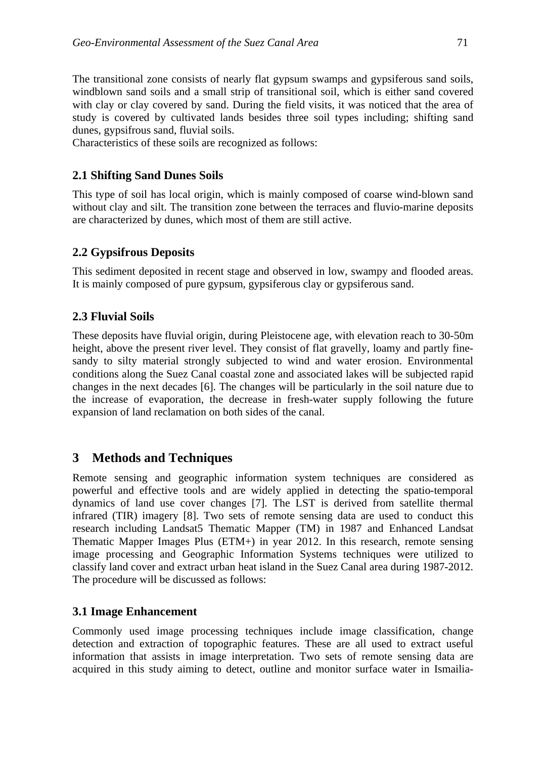The transitional zone consists of nearly flat gypsum swamps and gypsiferous sand soils, windblown sand soils and a small strip of transitional soil, which is either sand covered with clay or clay covered by sand. During the field visits, it was noticed that the area of study is covered by cultivated lands besides three soil types including; shifting sand dunes, gypsifrous sand, fluvial soils.
Characteristics of these soils are recognized as follows:

### 2.1 Shifting Sand Dunes Soils

This type of soil has local origin, which is mainly composed of coarse wind-blown sand without clay and silt. The transition zone between the terraces and fluvio-marine deposits are characterized by dunes, which most of them are still active.

### 2.2 Gypsifrous Deposits

This sediment deposited in recent stage and observed in low, swampy and flooded areas. It is mainly composed of pure gypsum, gypsiferous clay or gypsiferous sand.

### 2.3 Fluvial Soils

These deposits have fluvial origin, during Pleistocene age, with elevation reach to 30-50m height, above the present river level. They consist of flat gravelly, loamy and partly fine-sandy to silty material strongly subjected to wind and water erosion. Environmental conditions along the Suez Canal coastal zone and associated lakes will be subjected rapid changes in the next decades [6]. The changes will be particularly in the soil nature due to the increase of evaporation, the decrease in fresh-water supply following the future expansion of land reclamation on both sides of the canal.

## 3 Methods and Techniques

Remote sensing and geographic information system techniques are considered as powerful and effective tools and are widely applied in detecting the spatio-temporal dynamics of land use cover changes [7]. The LST is derived from satellite thermal infrared (TIR) imagery [8]. Two sets of remote sensing data are used to conduct this research including Landsat5 Thematic Mapper (TM) in 1987 and Enhanced Landsat Thematic Mapper Images Plus (ETM+) in year 2012. In this research, remote sensing image processing and Geographic Information Systems techniques were utilized to classify land cover and extract urban heat island in the Suez Canal area during 1987-2012. The procedure will be discussed as follows:

### 3.1 Image Enhancement

Commonly used image processing techniques include image classification, change detection and extraction of topographic features. These are all used to extract useful information that assists in image interpretation. Two sets of remote sensing data are acquired in this study aiming to detect, outline and monitor surface water in Ismailia-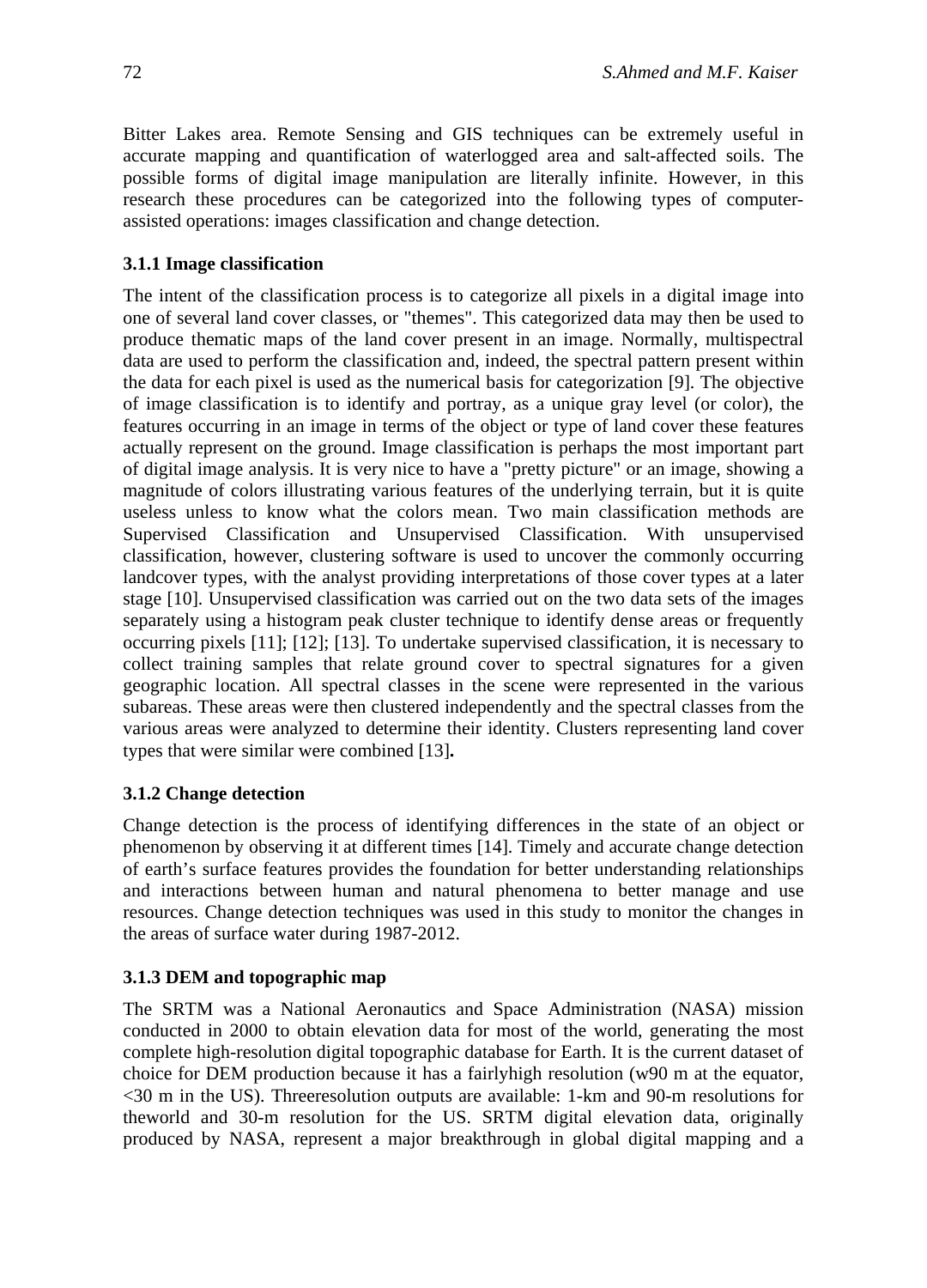Bitter Lakes area. Remote Sensing and GIS techniques can be extremely useful in accurate mapping and quantification of waterlogged area and salt-affected soils. The possible forms of digital image manipulation are literally infinite. However, in this research these procedures can be categorized into the following types of computer-assisted operations: images classification and change detection.

### 3.1.1 Image classification

The intent of the classification process is to categorize all pixels in a digital image into one of several land cover classes, or "themes". This categorized data may then be used to produce thematic maps of the land cover present in an image. Normally, multispectral data are used to perform the classification and, indeed, the spectral pattern present within the data for each pixel is used as the numerical basis for categorization [9]. The objective of image classification is to identify and portray, as a unique gray level (or color), the features occurring in an image in terms of the object or type of land cover these features actually represent on the ground. Image classification is perhaps the most important part of digital image analysis. It is very nice to have a "pretty picture" or an image, showing a magnitude of colors illustrating various features of the underlying terrain, but it is quite useless unless to know what the colors mean. Two main classification methods are Supervised Classification and Unsupervised Classification. With unsupervised classification, however, clustering software is used to uncover the commonly occurring landcover types, with the analyst providing interpretations of those cover types at a later stage [10]. Unsupervised classification was carried out on the two data sets of the images separately using a histogram peak cluster technique to identify dense areas or frequently occurring pixels [11]; [12]; [13]. To undertake supervised classification, it is necessary to collect training samples that relate ground cover to spectral signatures for a given geographic location. All spectral classes in the scene were represented in the various subareas. These areas were then clustered independently and the spectral classes from the various areas were analyzed to determine their identity. Clusters representing land cover types that were similar were combined [13]**.**

### 3.1.2 Change detection

Change detection is the process of identifying differences in the state of an object or phenomenon by observing it at different times [14]. Timely and accurate change detection of earth's surface features provides the foundation for better understanding relationships and interactions between human and natural phenomena to better manage and use resources. Change detection techniques was used in this study to monitor the changes in the areas of surface water during 1987-2012.

### 3.1.3 DEM and topographic map

The SRTM was a National Aeronautics and Space Administration (NASA) mission conducted in 2000 to obtain elevation data for most of the world, generating the most complete high-resolution digital topographic database for Earth. It is the current dataset of choice for DEM production because it has a fairlyhigh resolution (w90 m at the equator, <30 m in the US). Threeresolution outputs are available: 1-km and 90-m resolutions for theworld and 30-m resolution for the US. SRTM digital elevation data, originally produced by NASA, represent a major breakthrough in global digital mapping and a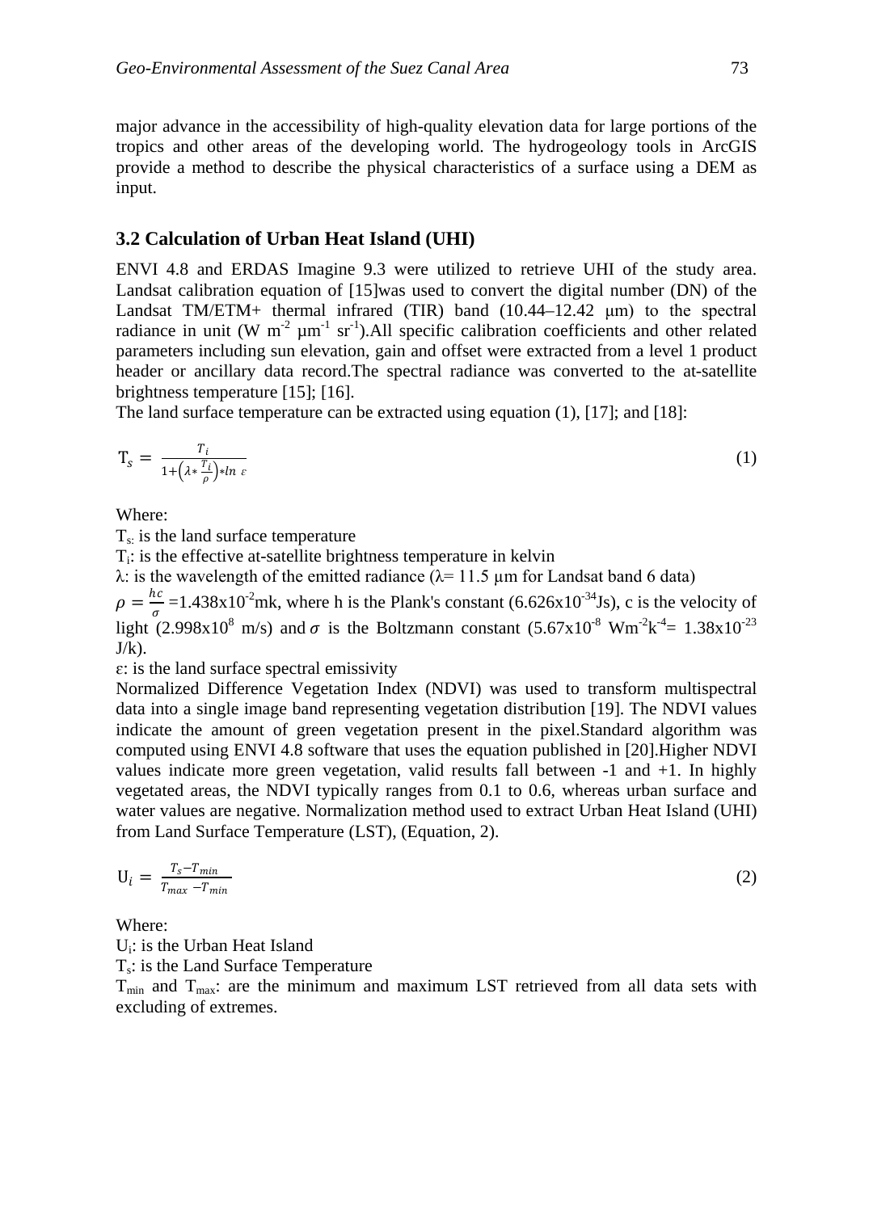major advance in the accessibility of high-quality elevation data for large portions of the tropics and other areas of the developing world. The hydrogeology tools in ArcGIS provide a method to describe the physical characteristics of a surface using a DEM as input.

### 3.2 Calculation of Urban Heat Island (UHI)

ENVI 4.8 and ERDAS Imagine 9.3 were utilized to retrieve UHI of the study area. Landsat calibration equation of [15]was used to convert the digital number (DN) of the Landsat TM/ETM+ thermal infrared (TIR) band (10.44–12.42 μm) to the spectral radiance in unit (W $m^{-2}$ $\mu m^{-1}$ $sr^{-1}$).All specific calibration coefficients and other related parameters including sun elevation, gain and offset were extracted from a level 1 product header or ancillary data record.The spectral radiance was converted to the at-satellite brightness temperature [15]; [16].

The land surface temperature can be extracted using equation (1), [17]; and [18]:

$$T_s = \frac{T_i}{1+\left(\lambda * \frac{T_i}{\rho}\right) * \ln \varepsilon} \tag{1}$$

Where:

$T_s$: is the land surface temperature

$T_i$: is the effective at-satellite brightness temperature in kelvin

λ: is the wavelength of the emitted radiance (λ= 11.5 μm for Landsat band 6 data)

$\rho = \frac{hc}{\sigma}$ =1.438x$10^{-2}$mk, where h is the Plank's constant (6.626x$10^{-34}$Js), c is the velocity of light (2.998x$10^{8}$ m/s) and $\sigma$ is the Boltzmann constant (5.67x$10^{-8}$ $Wm^{-2}k^{-4}$= 1.38x$10^{-23}$ J/k).

ε: is the land surface spectral emissivity

Normalized Difference Vegetation Index (NDVI) was used to transform multispectral data into a single image band representing vegetation distribution [19]. The NDVI values indicate the amount of green vegetation present in the pixel.Standard algorithm was computed using ENVI 4.8 software that uses the equation published in [20].Higher NDVI values indicate more green vegetation, valid results fall between -1 and +1. In highly vegetated areas, the NDVI typically ranges from 0.1 to 0.6, whereas urban surface and water values are negative. Normalization method used to extract Urban Heat Island (UHI) from Land Surface Temperature (LST), (Equation, 2).

$$U_i = \frac{T_s - T_{min}}{T_{max} - T_{min}} \tag{2}$$

Where:

$U_i$: is the Urban Heat Island

$T_s$: is the Land Surface Temperature

$T_{min}$ and $T_{max}$: are the minimum and maximum LST retrieved from all data sets with excluding of extremes.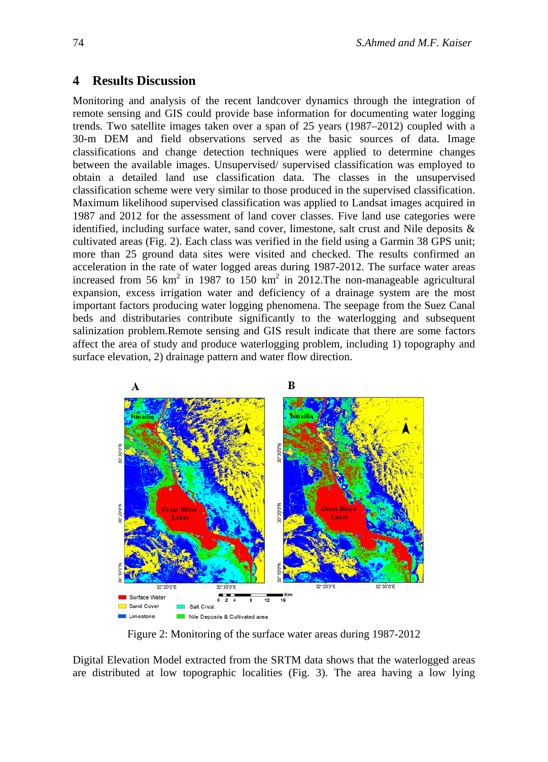## 4 Results Discussion

Monitoring and analysis of the recent landcover dynamics through the integration of remote sensing and GIS could provide base information for documenting water logging trends. Two satellite images taken over a span of 25 years (1987–2012) coupled with a 30-m DEM and field observations served as the basic sources of data. Image classifications and change detection techniques were applied to determine changes between the available images. Unsupervised/ supervised classification was employed to obtain a detailed land use classification data. The classes in the unsupervised classification scheme were very similar to those produced in the supervised classification. Maximum likelihood supervised classification was applied to Landsat images acquired in 1987 and 2012 for the assessment of land cover classes. Five land use categories were identified, including surface water, sand cover, limestone, salt crust and Nile deposits & cultivated areas (Fig. 2). Each class was verified in the field using a Garmin 38 GPS unit; more than 25 ground data sites were visited and checked. The results confirmed an acceleration in the rate of water logged areas during 1987-2012. The surface water areas increased from 56 km$^2$ in 1987 to 150 km$^2$ in 2012.The non-manageable agricultural expansion, excess irrigation water and deficiency of a drainage system are the most important factors producing water logging phenomena. The seepage from the Suez Canal beds and distributaries contribute significantly to the waterlogging and subsequent salinization problem.Remote sensing and GIS result indicate that there are some factors affect the area of study and produce waterlogging problem, including 1) topography and surface elevation, 2) drainage pattern and water flow direction.

Figure 2: Monitoring of the surface water areas during 1987-2012

Digital Elevation Model extracted from the SRTM data shows that the waterlogged areas are distributed at low topographic localities (Fig. 3). The area having a low lying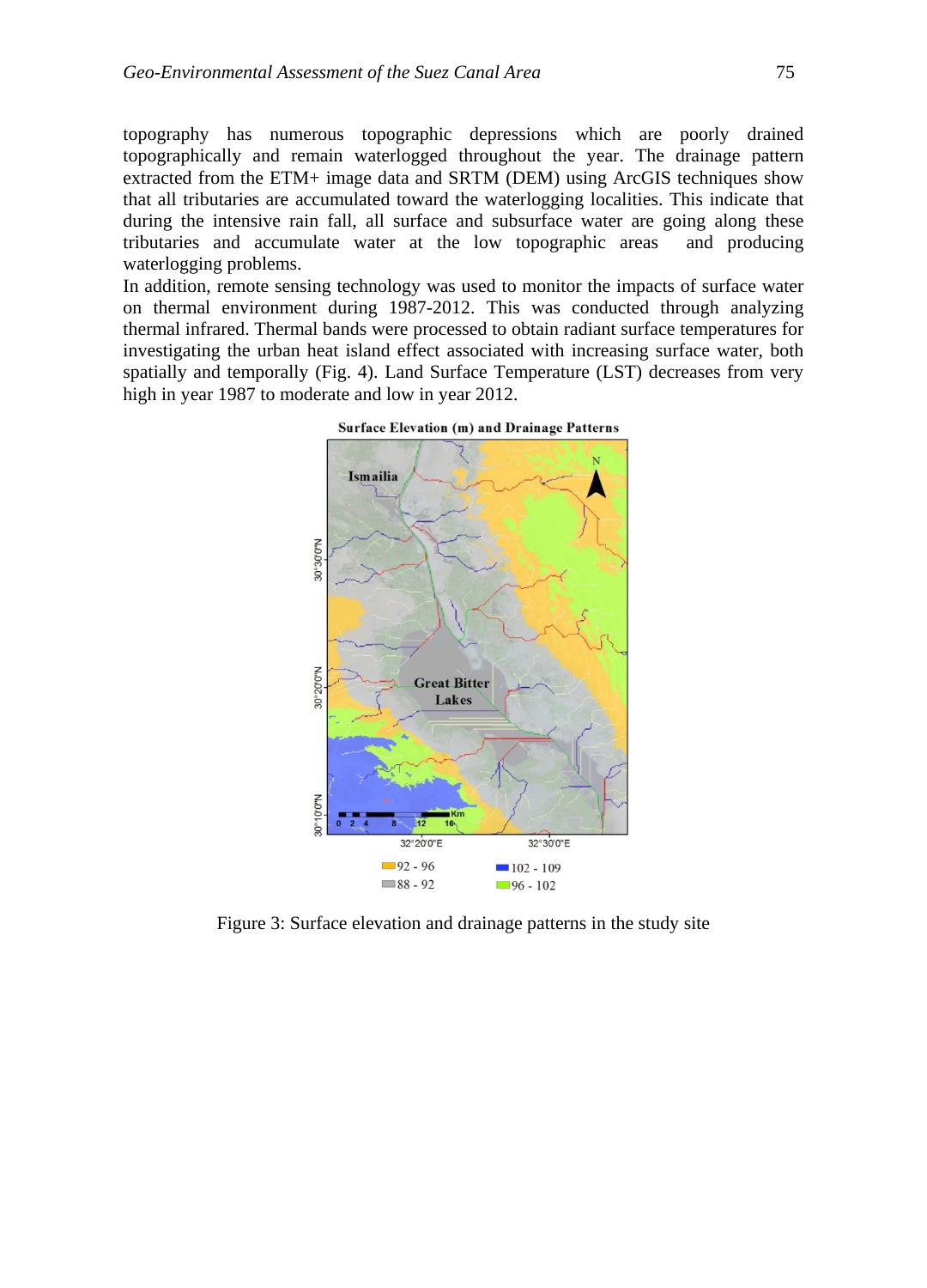topography has numerous topographic depressions which are poorly drained topographically and remain waterlogged throughout the year. The drainage pattern extracted from the ETM+ image data and SRTM (DEM) using ArcGIS techniques show that all tributaries are accumulated toward the waterlogging localities. This indicate that during the intensive rain fall, all surface and subsurface water are going along these tributaries and accumulate water at the low topographic areas and producing waterlogging problems.

In addition, remote sensing technology was used to monitor the impacts of surface water on thermal environment during 1987-2012. This was conducted through analyzing thermal infrared. Thermal bands were processed to obtain radiant surface temperatures for investigating the urban heat island effect associated with increasing surface water, both spatially and temporally (Fig. 4). Land Surface Temperature (LST) decreases from very high in year 1987 to moderate and low in year 2012.

Figure 3: Surface elevation and drainage patterns in the study site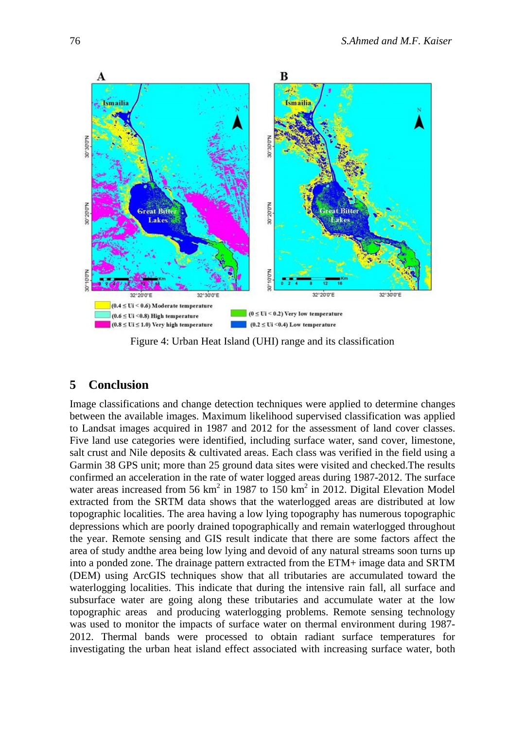Figure 4: Urban Heat Island (UHI) range and its classification

## 5 Conclusion

Image classifications and change detection techniques were applied to determine changes between the available images. Maximum likelihood supervised classification was applied to Landsat images acquired in 1987 and 2012 for the assessment of land cover classes. Five land use categories were identified, including surface water, sand cover, limestone, salt crust and Nile deposits & cultivated areas. Each class was verified in the field using a Garmin 38 GPS unit; more than 25 ground data sites were visited and checked.The results confirmed an acceleration in the rate of water logged areas during 1987-2012. The surface water areas increased from 56 $km^2$ in 1987 to 150 $km^2$ in 2012. Digital Elevation Model extracted from the SRTM data shows that the waterlogged areas are distributed at low topographic localities. The area having a low lying topography has numerous topographic depressions which are poorly drained topographically and remain waterlogged throughout the year. Remote sensing and GIS result indicate that there are some factors affect the area of study andthe area being low lying and devoid of any natural streams soon turns up into a ponded zone. The drainage pattern extracted from the ETM+ image data and SRTM (DEM) using ArcGIS techniques show that all tributaries are accumulated toward the waterlogging localities. This indicate that during the intensive rain fall, all surface and subsurface water are going along these tributaries and accumulate water at the low topographic areas and producing waterlogging problems. Remote sensing technology was used to monitor the impacts of surface water on thermal environment during 1987-2012. Thermal bands were processed to obtain radiant surface temperatures for investigating the urban heat island effect associated with increasing surface water, both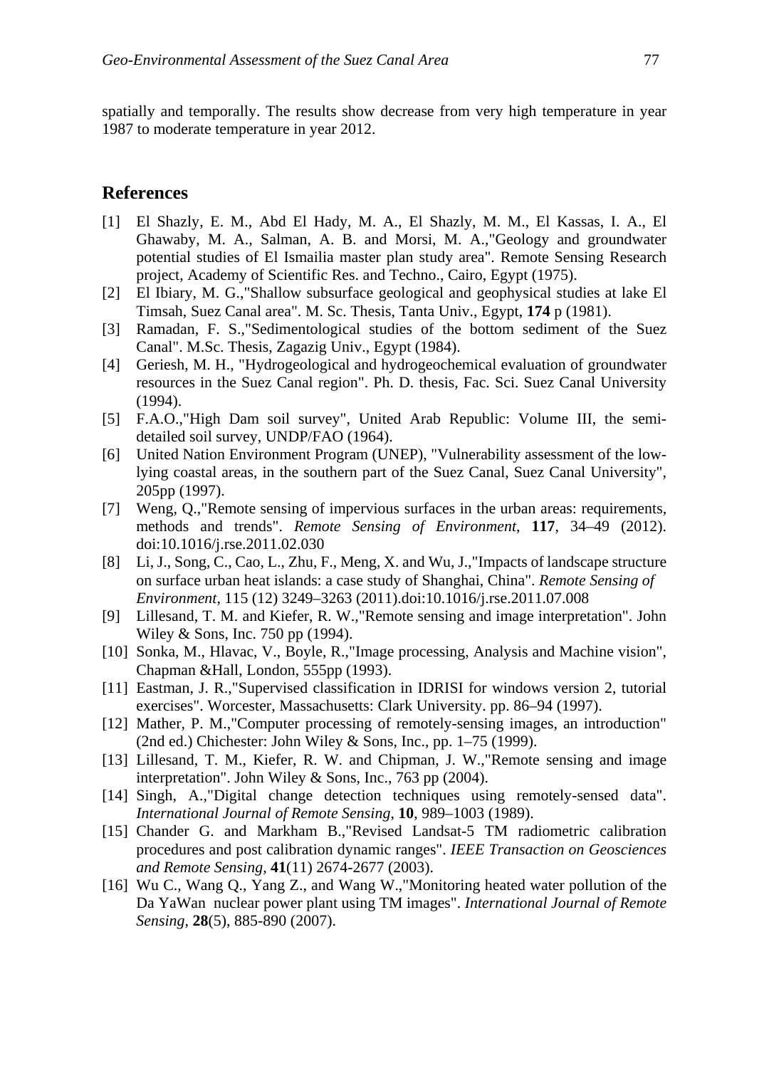spatially and temporally. The results show decrease from very high temperature in year 1987 to moderate temperature in year 2012.

## References

[1] El Shazly, E. M., Abd El Hady, M. A., El Shazly, M. M., El Kassas, I. A., El Ghawaby, M. A., Salman, A. B. and Morsi, M. A.,"Geology and groundwater potential studies of El Ismailia master plan study area". Remote Sensing Research project, Academy of Scientific Res. and Techno., Cairo, Egypt (1975).

[2] El Ibiary, M. G.,"Shallow subsurface geological and geophysical studies at lake El Timsah, Suez Canal area". M. Sc. Thesis, Tanta Univ., Egypt, **174** p (1981).

[3] Ramadan, F. S.,"Sedimentological studies of the bottom sediment of the Suez Canal". M.Sc. Thesis, Zagazig Univ., Egypt (1984).

[4] Geriesh, M. H., "Hydrogeological and hydrogeochemical evaluation of groundwater resources in the Suez Canal region". Ph. D. thesis, Fac. Sci. Suez Canal University (1994).

[5] F.A.O.,"High Dam soil survey", United Arab Republic: Volume III, the semi-detailed soil survey, UNDP/FAO (1964).

[6] United Nation Environment Program (UNEP), "Vulnerability assessment of the low-lying coastal areas, in the southern part of the Suez Canal, Suez Canal University", 205pp (1997).

[7] Weng, Q.,"Remote sensing of impervious surfaces in the urban areas: requirements, methods and trends". *Remote Sensing of Environment*, **117**, 34–49 (2012). doi:10.1016/j.rse.2011.02.030

[8] Li, J., Song, C., Cao, L., Zhu, F., Meng, X. and Wu, J.,"Impacts of landscape structure on surface urban heat islands: a case study of Shanghai, China". *Remote Sensing of Environment,* 115 (12) 3249–3263 (2011).doi:10.1016/j.rse.2011.07.008

[9] Lillesand, T. M. and Kiefer, R. W.,"Remote sensing and image interpretation". John Wiley & Sons, Inc. 750 pp (1994).

[10] Sonka, M., Hlavac, V., Boyle, R.,"Image processing, Analysis and Machine vision", Chapman &Hall, London, 555pp (1993).

[11] Eastman, J. R.,"Supervised classification in IDRISI for windows version 2, tutorial exercises". Worcester, Massachusetts: Clark University. pp. 86–94 (1997).

[12] Mather, P. M.,"Computer processing of remotely-sensing images, an introduction" (2nd ed.) Chichester: John Wiley & Sons, Inc., pp. 1–75 (1999).

[13] Lillesand, T. M., Kiefer, R. W. and Chipman, J. W.,"Remote sensing and image interpretation". John Wiley & Sons, Inc., 763 pp (2004).

[14] Singh, A.,"Digital change detection techniques using remotely-sensed data". *International Journal of Remote Sensing*, **10**, 989–1003 (1989).

[15] Chander G. and Markham B.,"Revised Landsat-5 TM radiometric calibration procedures and post calibration dynamic ranges". *IEEE Transaction on Geosciences and Remote Sensing,* **41**(11) 2674-2677 (2003).

[16] Wu C., Wang Q., Yang Z., and Wang W.,"Monitoring heated water pollution of the Da YaWan nuclear power plant using TM images". *International Journal of Remote Sensing*, **28**(5), 885-890 (2007).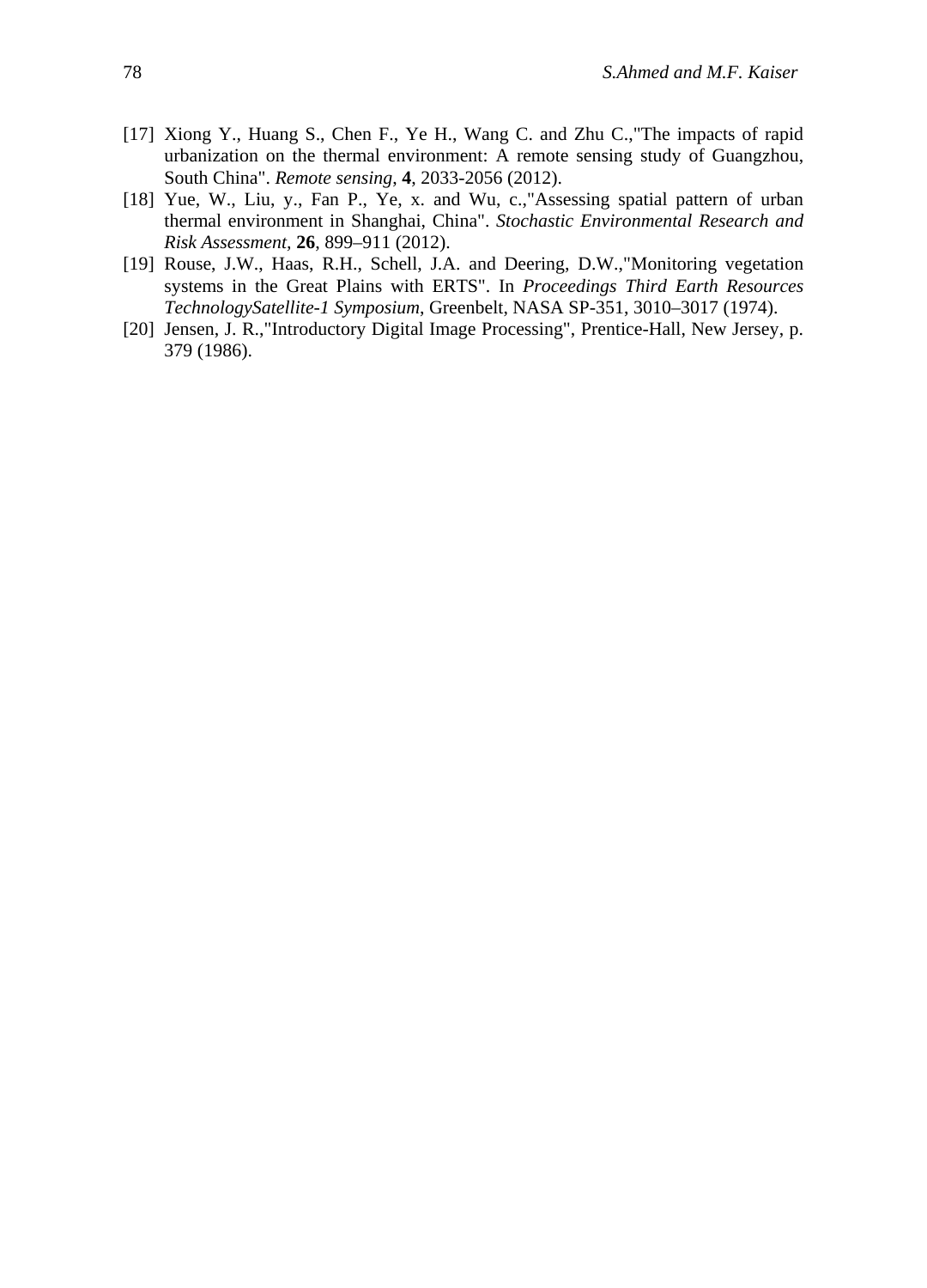[17] Xiong Y., Huang S., Chen F., Ye H., Wang C. and Zhu C.,"The impacts of rapid urbanization on the thermal environment: A remote sensing study of Guangzhou, South China". *Remote sensing*, **4**, 2033-2056 (2012).

[18] Yue, W., Liu, y., Fan P., Ye, x. and Wu, c.,"Assessing spatial pattern of urban thermal environment in Shanghai, China". *Stochastic Environmental Research and Risk Assessment*, **26**, 899–911 (2012).

[19] Rouse, J.W., Haas, R.H., Schell, J.A. and Deering, D.W.,"Monitoring vegetation systems in the Great Plains with ERTS". In *Proceedings Third Earth Resources TechnologySatellite-1 Symposium*, Greenbelt, NASA SP-351, 3010–3017 (1974).

[20] Jensen, J. R.,"Introductory Digital Image Processing", Prentice-Hall, New Jersey, p. 379 (1986).